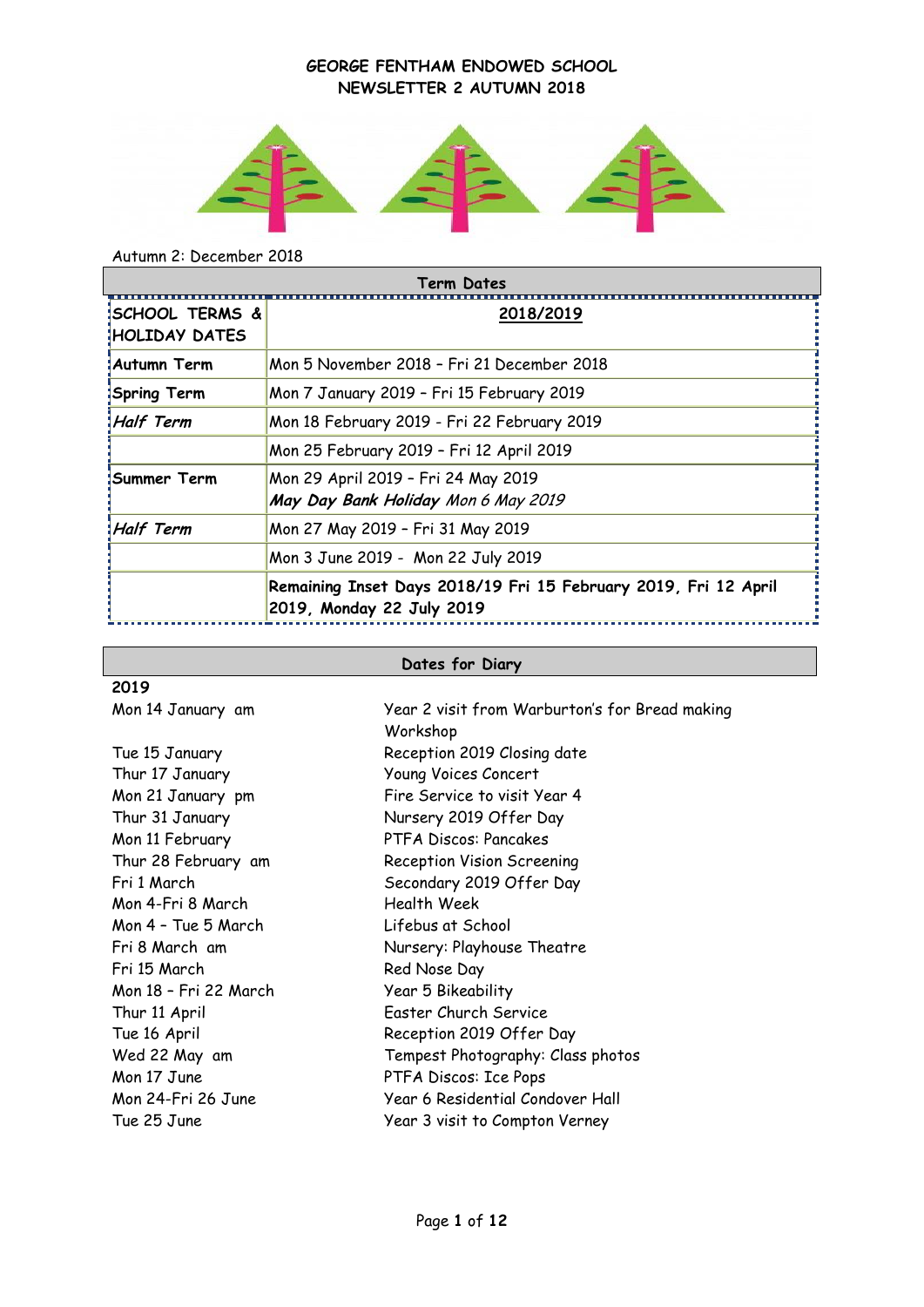# GEORGE FENTHAM ENDOWED SCHOOL
## NEWSLETTER 2 AUTUMN 2018

Autumn 2: December 2018

| Term Dates | |
|---|---|
| **SCHOOL TERMS & HOLIDAY DATES** | **2018/2019** |
| **Autumn Term** | Mon 5 November 2018 – Fri 21 December 2018 |
| **Spring Term** | Mon 7 January 2019 – Fri 15 February 2019 |
| ***Half Term*** | Mon 18 February 2019 - Fri 22 February 2019 |
| | Mon 25 February 2019 – Fri 12 April 2019 |
| **Summer Term** | Mon 29 April 2019 – Fri 24 May 2019<br>***May Day Bank Holiday*** *Mon 6 May 2019* |
| ***Half Term*** | Mon 27 May 2019 – Fri 31 May 2019 |
| | Mon 3 June 2019 - Mon 22 July 2019 |
| | **Remaining Inset Days 2018/19 Fri 15 February 2019, Fri 12 April 2019, Monday 22 July 2019** |

| Dates for Diary | |
|---|---|
| **2019** | |
| Mon 14 January am | Year 2 visit from Warburton's for Bread making Workshop |
| Tue 15 January | Reception 2019 Closing date |
| Thur 17 January | Young Voices Concert |
| Mon 21 January pm | Fire Service to visit Year 4 |
| Thur 31 January | Nursery 2019 Offer Day |
| Mon 11 February | PTFA Discos: Pancakes |
| Thur 28 February am | Reception Vision Screening |
| Fri 1 March | Secondary 2019 Offer Day |
| Mon 4-Fri 8 March | Health Week |
| Mon 4 – Tue 5 March | Lifebus at School |
| Fri 8 March am | Nursery: Playhouse Theatre |
| Fri 15 March | Red Nose Day |
| Mon 18 – Fri 22 March | Year 5 Bikeability |
| Thur 11 April | Easter Church Service |
| Tue 16 April | Reception 2019 Offer Day |
| Wed 22 May am | Tempest Photography: Class photos |
| Mon 17 June | PTFA Discos: Ice Pops |
| Mon 24-Fri 26 June | Year 6 Residential Condover Hall |
| Tue 25 June | Year 3 visit to Compton Verney |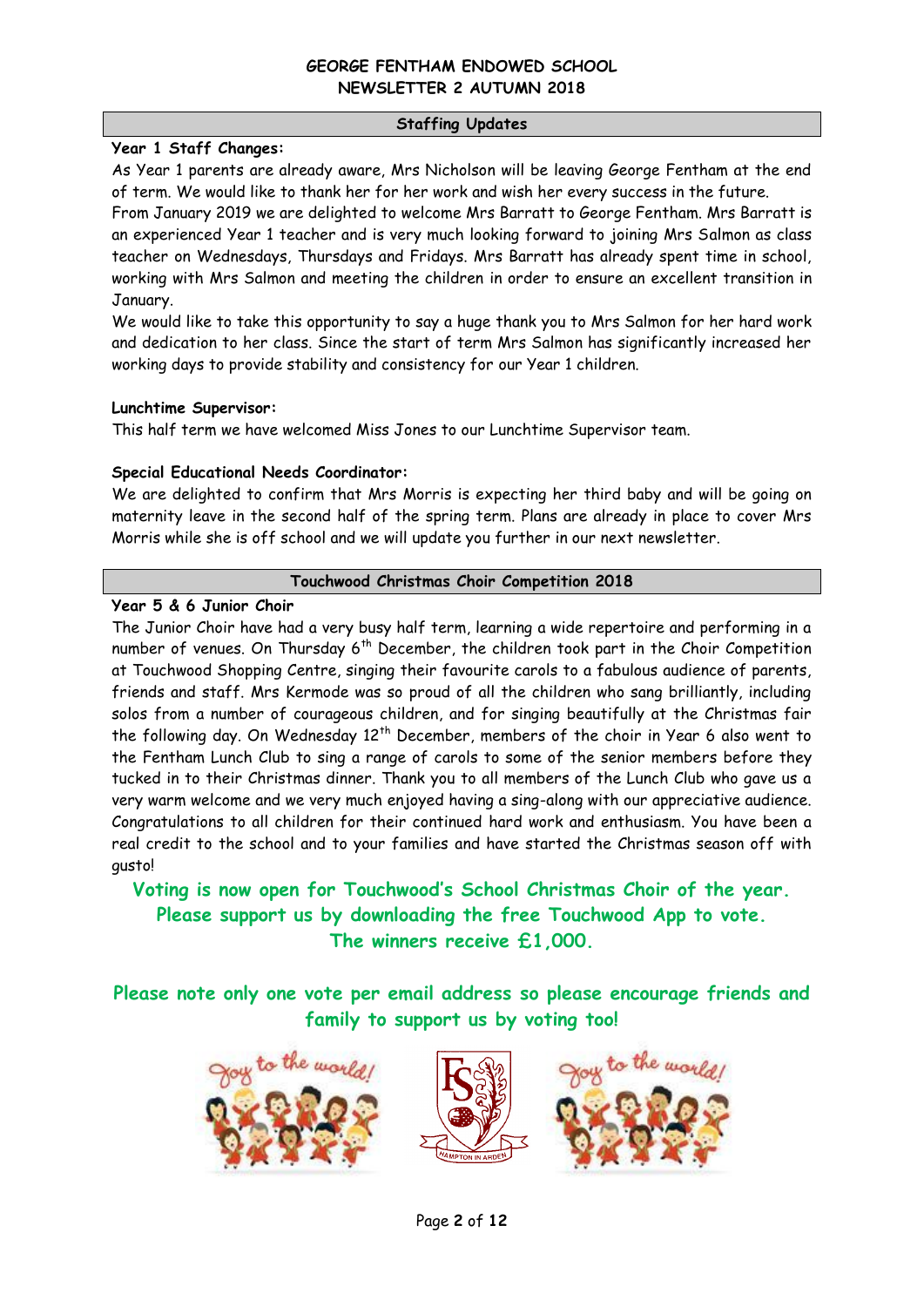# GEORGE FENTHAM ENDOWED SCHOOL
## NEWSLETTER 2 AUTUMN 2018

## Staffing Updates

**Year 1 Staff Changes:**

As Year 1 parents are already aware, Mrs Nicholson will be leaving George Fentham at the end of term. We would like to thank her for her work and wish her every success in the future.
From January 2019 we are delighted to welcome Mrs Barratt to George Fentham. Mrs Barratt is an experienced Year 1 teacher and is very much looking forward to joining Mrs Salmon as class teacher on Wednesdays, Thursdays and Fridays. Mrs Barratt has already spent time in school, working with Mrs Salmon and meeting the children in order to ensure an excellent transition in January.
We would like to take this opportunity to say a huge thank you to Mrs Salmon for her hard work and dedication to her class. Since the start of term Mrs Salmon has significantly increased her working days to provide stability and consistency for our Year 1 children.

**Lunchtime Supervisor:**

This half term we have welcomed Miss Jones to our Lunchtime Supervisor team.

**Special Educational Needs Coordinator:**

We are delighted to confirm that Mrs Morris is expecting her third baby and will be going on maternity leave in the second half of the spring term. Plans are already in place to cover Mrs Morris while she is off school and we will update you further in our next newsletter.

## Touchwood Christmas Choir Competition 2018

**Year 5 & 6 Junior Choir**

The Junior Choir have had a very busy half term, learning a wide repertoire and performing in a number of venues. On Thursday 6th December, the children took part in the Choir Competition at Touchwood Shopping Centre, singing their favourite carols to a fabulous audience of parents, friends and staff. Mrs Kermode was so proud of all the children who sang brilliantly, including solos from a number of courageous children, and for singing beautifully at the Christmas fair the following day. On Wednesday 12th December, members of the choir in Year 6 also went to the Fentham Lunch Club to sing a range of carols to some of the senior members before they tucked in to their Christmas dinner. Thank you to all members of the Lunch Club who gave us a very warm welcome and we very much enjoyed having a sing-along with our appreciative audience. Congratulations to all children for their continued hard work and enthusiasm. You have been a real credit to the school and to your families and have started the Christmas season off with gusto!

**Voting is now open for Touchwood's School Christmas Choir of the year. Please support us by downloading the free Touchwood App to vote. The winners receive £1,000.**

**Please note only one vote per email address so please encourage friends and family to support us by voting too!**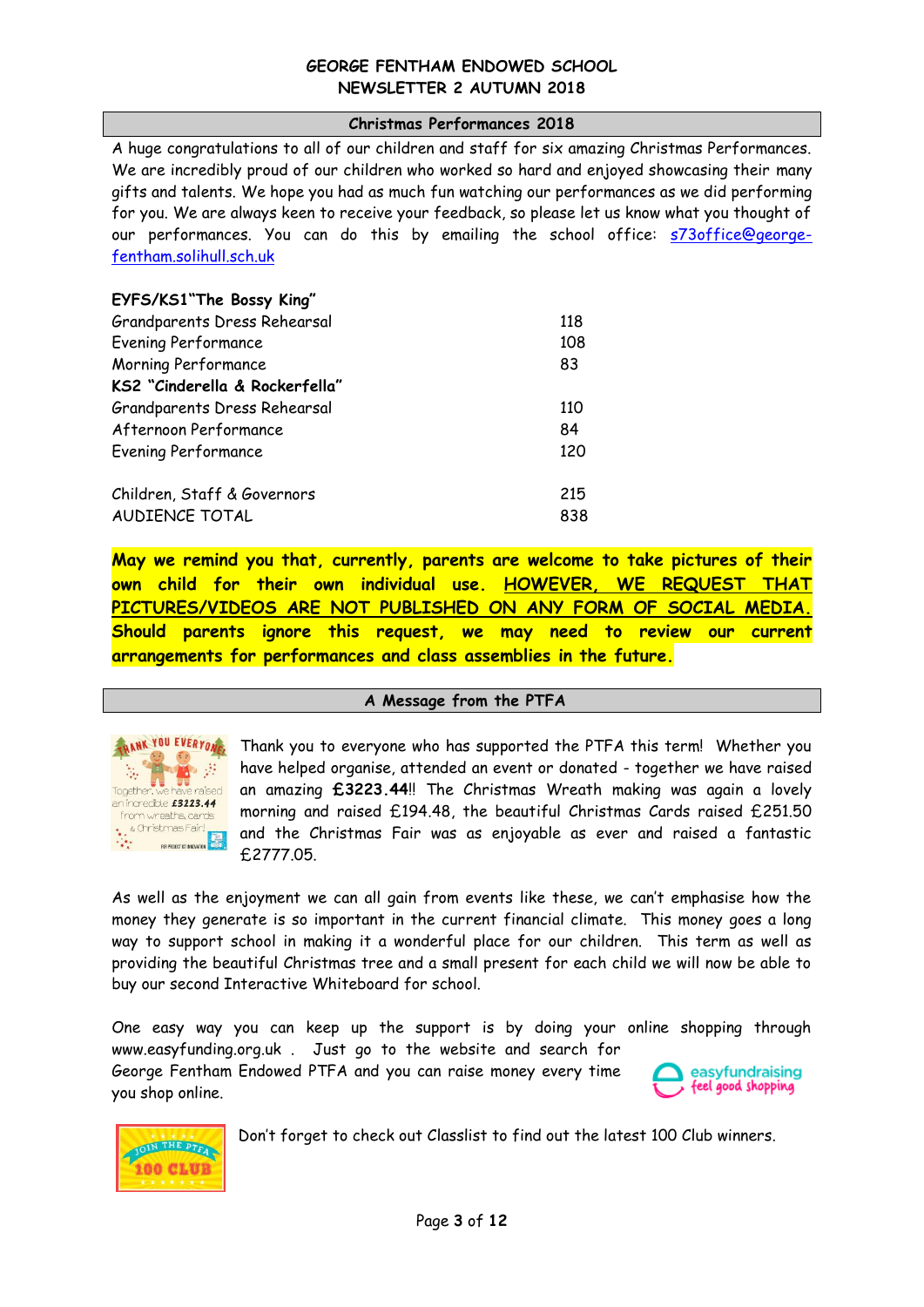# GEORGE FENTHAM ENDOWED SCHOOL
## NEWSLETTER 2 AUTUMN 2018

### Christmas Performances 2018

A huge congratulations to all of our children and staff for six amazing Christmas Performances. We are incredibly proud of our children who worked so hard and enjoyed showcasing their many gifts and talents. We hope you had as much fun watching our performances as we did performing for you. We are always keen to receive your feedback, so please let us know what you thought of our performances. You can do this by emailing the school office: s73office@george-fentham.solihull.sch.uk

| | |
|---|---|
| **EYFS/KS1"The Bossy King"** | |
| Grandparents Dress Rehearsal | 118 |
| Evening Performance | 108 |
| Morning Performance | 83 |
| **KS2 "Cinderella & Rockerfella"** | |
| Grandparents Dress Rehearsal | 110 |
| Afternoon Performance | 84 |
| Evening Performance | 120 |
| | |
| Children, Staff & Governors | 215 |
| AUDIENCE TOTAL | 838 |

**May we remind you that, currently, parents are welcome to take pictures of their own child for their own individual use. HOWEVER, WE REQUEST THAT PICTURES/VIDEOS ARE NOT PUBLISHED ON ANY FORM OF SOCIAL MEDIA. Should parents ignore this request, we may need to review our current arrangements for performances and class assemblies in the future.**

### A Message from the PTFA

Thank you to everyone who has supported the PTFA this term! Whether you have helped organise, attended an event or donated - together we have raised an amazing **£3223.44**!! The Christmas Wreath making was again a lovely morning and raised £194.48, the beautiful Christmas Cards raised £251.50 and the Christmas Fair was as enjoyable as ever and raised a fantastic £2777.05.

As well as the enjoyment we can all gain from events like these, we can't emphasise how the money they generate is so important in the current financial climate. This money goes a long way to support school in making it a wonderful place for our children. This term as well as providing the beautiful Christmas tree and a small present for each child we will now be able to buy our second Interactive Whiteboard for school.

One easy way you can keep up the support is by doing your online shopping through www.easyfunding.org.uk . Just go to the website and search for George Fentham Endowed PTFA and you can raise money every time you shop online.

Don't forget to check out Classlist to find out the latest 100 Club winners.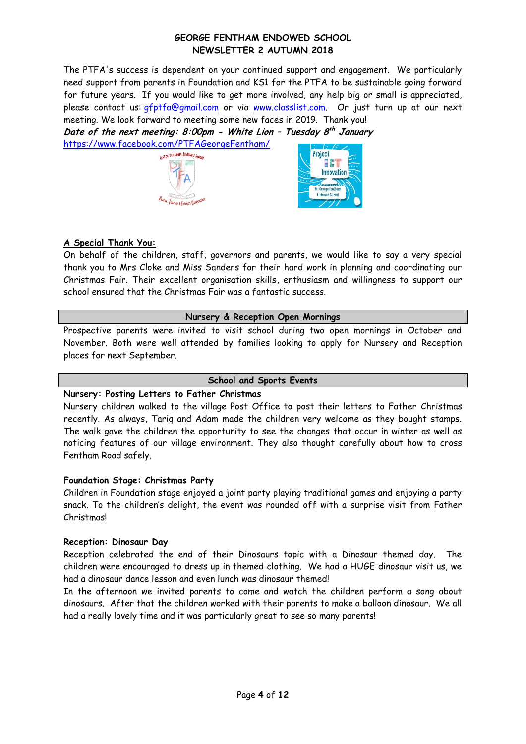GEORGE FENTHAM ENDOWED SCHOOL
NEWSLETTER 2 AUTUMN 2018

The PTFA's success is dependent on your continued support and engagement. We particularly need support from parents in Foundation and KS1 for the PTFA to be sustainable going forward for future years. If you would like to get more involved, any help big or small is appreciated, please contact us: [gfptfa@gmail.com](mailto:gfptfa@gmail.com) or via [www.classlist.com](http://www.classlist.com). Or just turn up at our next meeting. We look forward to meeting some new faces in 2019. Thank you!

***Date of the next meeting: 8:00pm - White Lion – Tuesday 8th January***

[https://www.facebook.com/PTFAGeorgeFentham/](https://www.facebook.com/PTFAGeorgeFentham/)

## A Special Thank You:

On behalf of the children, staff, governors and parents, we would like to say a very special thank you to Mrs Cloke and Miss Sanders for their hard work in planning and coordinating our Christmas Fair. Their excellent organisation skills, enthusiasm and willingness to support our school ensured that the Christmas Fair was a fantastic success.

## Nursery & Reception Open Mornings

Prospective parents were invited to visit school during two open mornings in October and November. Both were well attended by families looking to apply for Nursery and Reception places for next September.

## School and Sports Events

### Nursery: Posting Letters to Father Christmas

Nursery children walked to the village Post Office to post their letters to Father Christmas recently. As always, Tariq and Adam made the children very welcome as they bought stamps. The walk gave the children the opportunity to see the changes that occur in winter as well as noticing features of our village environment. They also thought carefully about how to cross Fentham Road safely.

### Foundation Stage: Christmas Party

Children in Foundation stage enjoyed a joint party playing traditional games and enjoying a party snack. To the children's delight, the event was rounded off with a surprise visit from Father Christmas!

### Reception: Dinosaur Day

Reception celebrated the end of their Dinosaurs topic with a Dinosaur themed day. The children were encouraged to dress up in themed clothing. We had a HUGE dinosaur visit us, we had a dinosaur dance lesson and even lunch was dinosaur themed!

In the afternoon we invited parents to come and watch the children perform a song about dinosaurs. After that the children worked with their parents to make a balloon dinosaur. We all had a really lovely time and it was particularly great to see so many parents!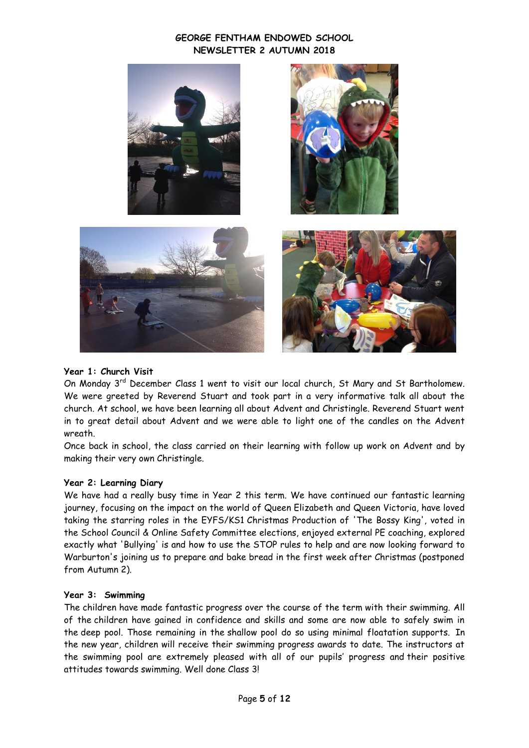### Year 1: Church Visit

On Monday 3rd December Class 1 went to visit our local church, St Mary and St Bartholomew. We were greeted by Reverend Stuart and took part in a very informative talk all about the church. At school, we have been learning all about Advent and Christingle. Reverend Stuart went in to great detail about Advent and we were able to light one of the candles on the Advent wreath.

Once back in school, the class carried on their learning with follow up work on Advent and by making their very own Christingle.

### Year 2: Learning Diary

We have had a really busy time in Year 2 this term. We have continued our fantastic learning journey, focusing on the impact on the world of Queen Elizabeth and Queen Victoria, have loved taking the starring roles in the EYFS/KS1 Christmas Production of 'The Bossy King', voted in the School Council & Online Safety Committee elections, enjoyed external PE coaching, explored exactly what 'Bullying' is and how to use the STOP rules to help and are now looking forward to Warburton's joining us to prepare and bake bread in the first week after Christmas (postponed from Autumn 2).

### Year 3: Swimming

The children have made fantastic progress over the course of the term with their swimming. All of the children have gained in confidence and skills and some are now able to safely swim in the deep pool. Those remaining in the shallow pool do so using minimal floatation supports. In the new year, children will receive their swimming progress awards to date. The instructors at the swimming pool are extremely pleased with all of our pupils' progress and their positive attitudes towards swimming. Well done Class 3!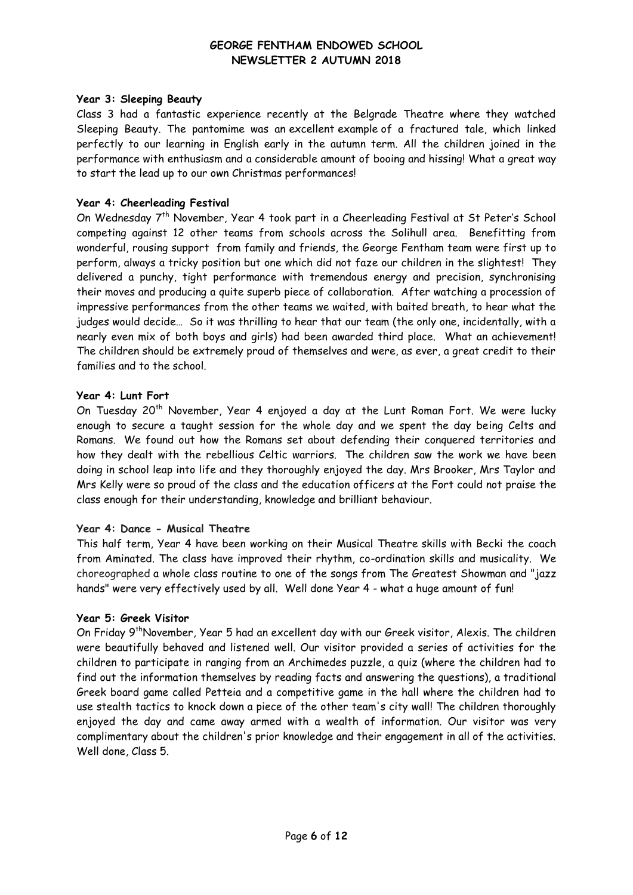### Year 3: Sleeping Beauty

Class 3 had a fantastic experience recently at the Belgrade Theatre where they watched Sleeping Beauty. The pantomime was an excellent example of a fractured tale, which linked perfectly to our learning in English early in the autumn term. All the children joined in the performance with enthusiasm and a considerable amount of booing and hissing! What a great way to start the lead up to our own Christmas performances!

### Year 4: Cheerleading Festival

On Wednesday 7th November, Year 4 took part in a Cheerleading Festival at St Peter's School competing against 12 other teams from schools across the Solihull area. Benefitting from wonderful, rousing support from family and friends, the George Fentham team were first up to perform, always a tricky position but one which did not faze our children in the slightest! They delivered a punchy, tight performance with tremendous energy and precision, synchronising their moves and producing a quite superb piece of collaboration. After watching a procession of impressive performances from the other teams we waited, with baited breath, to hear what the judges would decide… So it was thrilling to hear that our team (the only one, incidentally, with a nearly even mix of both boys and girls) had been awarded third place. What an achievement! The children should be extremely proud of themselves and were, as ever, a great credit to their families and to the school.

### Year 4: Lunt Fort

On Tuesday 20th November, Year 4 enjoyed a day at the Lunt Roman Fort. We were lucky enough to secure a taught session for the whole day and we spent the day being Celts and Romans. We found out how the Romans set about defending their conquered territories and how they dealt with the rebellious Celtic warriors. The children saw the work we have been doing in school leap into life and they thoroughly enjoyed the day. Mrs Brooker, Mrs Taylor and Mrs Kelly were so proud of the class and the education officers at the Fort could not praise the class enough for their understanding, knowledge and brilliant behaviour.

### Year 4: Dance - Musical Theatre

This half term, Year 4 have been working on their Musical Theatre skills with Becki the coach from Aminated. The class have improved their rhythm, co-ordination skills and musicality. We choreographed a whole class routine to one of the songs from The Greatest Showman and "jazz hands" were very effectively used by all. Well done Year 4 - what a huge amount of fun!

### Year 5: Greek Visitor

On Friday 9thNovember, Year 5 had an excellent day with our Greek visitor, Alexis. The children were beautifully behaved and listened well. Our visitor provided a series of activities for the children to participate in ranging from an Archimedes puzzle, a quiz (where the children had to find out the information themselves by reading facts and answering the questions), a traditional Greek board game called Petteia and a competitive game in the hall where the children had to use stealth tactics to knock down a piece of the other team's city wall! The children thoroughly enjoyed the day and came away armed with a wealth of information. Our visitor was very complimentary about the children's prior knowledge and their engagement in all of the activities. Well done, Class 5.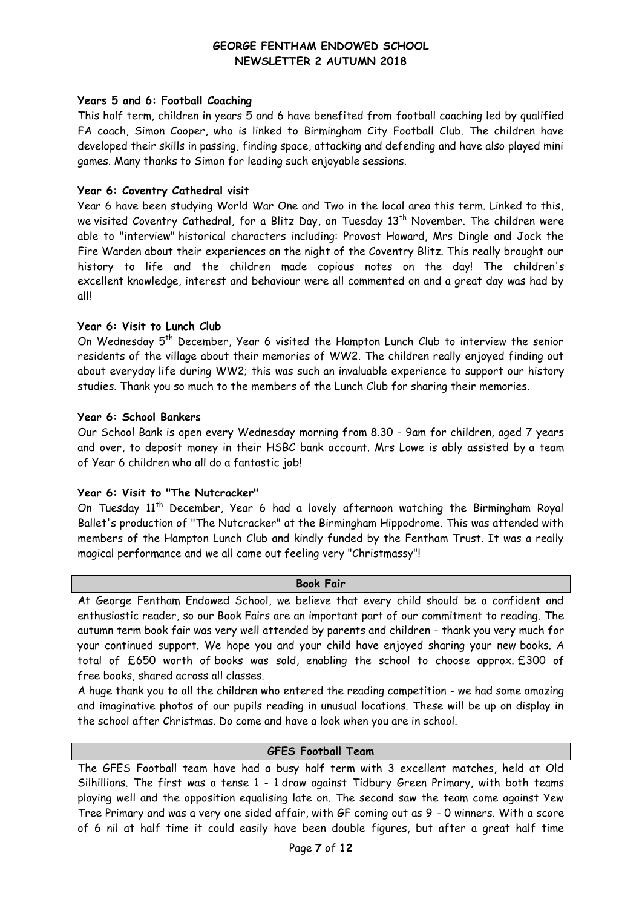### Years 5 and 6: Football Coaching

This half term, children in years 5 and 6 have benefited from football coaching led by qualified FA coach, Simon Cooper, who is linked to Birmingham City Football Club. The children have developed their skills in passing, finding space, attacking and defending and have also played mini games. Many thanks to Simon for leading such enjoyable sessions.

### Year 6: Coventry Cathedral visit

Year 6 have been studying World War One and Two in the local area this term. Linked to this, we visited Coventry Cathedral, for a Blitz Day, on Tuesday 13th November. The children were able to "interview" historical characters including: Provost Howard, Mrs Dingle and Jock the Fire Warden about their experiences on the night of the Coventry Blitz. This really brought our history to life and the children made copious notes on the day! The children's excellent knowledge, interest and behaviour were all commented on and a great day was had by all!

### Year 6: Visit to Lunch Club

On Wednesday 5th December, Year 6 visited the Hampton Lunch Club to interview the senior residents of the village about their memories of WW2. The children really enjoyed finding out about everyday life during WW2; this was such an invaluable experience to support our history studies. Thank you so much to the members of the Lunch Club for sharing their memories.

### Year 6: School Bankers

Our School Bank is open every Wednesday morning from 8.30 - 9am for children, aged 7 years and over, to deposit money in their HSBC bank account. Mrs Lowe is ably assisted by a team of Year 6 children who all do a fantastic job!

### Year 6: Visit to "The Nutcracker"

On Tuesday 11th December, Year 6 had a lovely afternoon watching the Birmingham Royal Ballet's production of "The Nutcracker" at the Birmingham Hippodrome. This was attended with members of the Hampton Lunch Club and kindly funded by the Fentham Trust. It was a really magical performance and we all came out feeling very "Christmassy"!

## Book Fair

At George Fentham Endowed School, we believe that every child should be a confident and enthusiastic reader, so our Book Fairs are an important part of our commitment to reading. The autumn term book fair was very well attended by parents and children - thank you very much for your continued support. We hope you and your child have enjoyed sharing your new books. A total of £650 worth of books was sold, enabling the school to choose approx. £300 of free books, shared across all classes.

A huge thank you to all the children who entered the reading competition - we had some amazing and imaginative photos of our pupils reading in unusual locations. These will be up on display in the school after Christmas. Do come and have a look when you are in school.

## GFES Football Team

The GFES Football team have had a busy half term with 3 excellent matches, held at Old Silhillians. The first was a tense 1 - 1 draw against Tidbury Green Primary, with both teams playing well and the opposition equalising late on. The second saw the team come against Yew Tree Primary and was a very one sided affair, with GF coming out as 9 - 0 winners. With a score of 6 nil at half time it could easily have been double figures, but after a great half time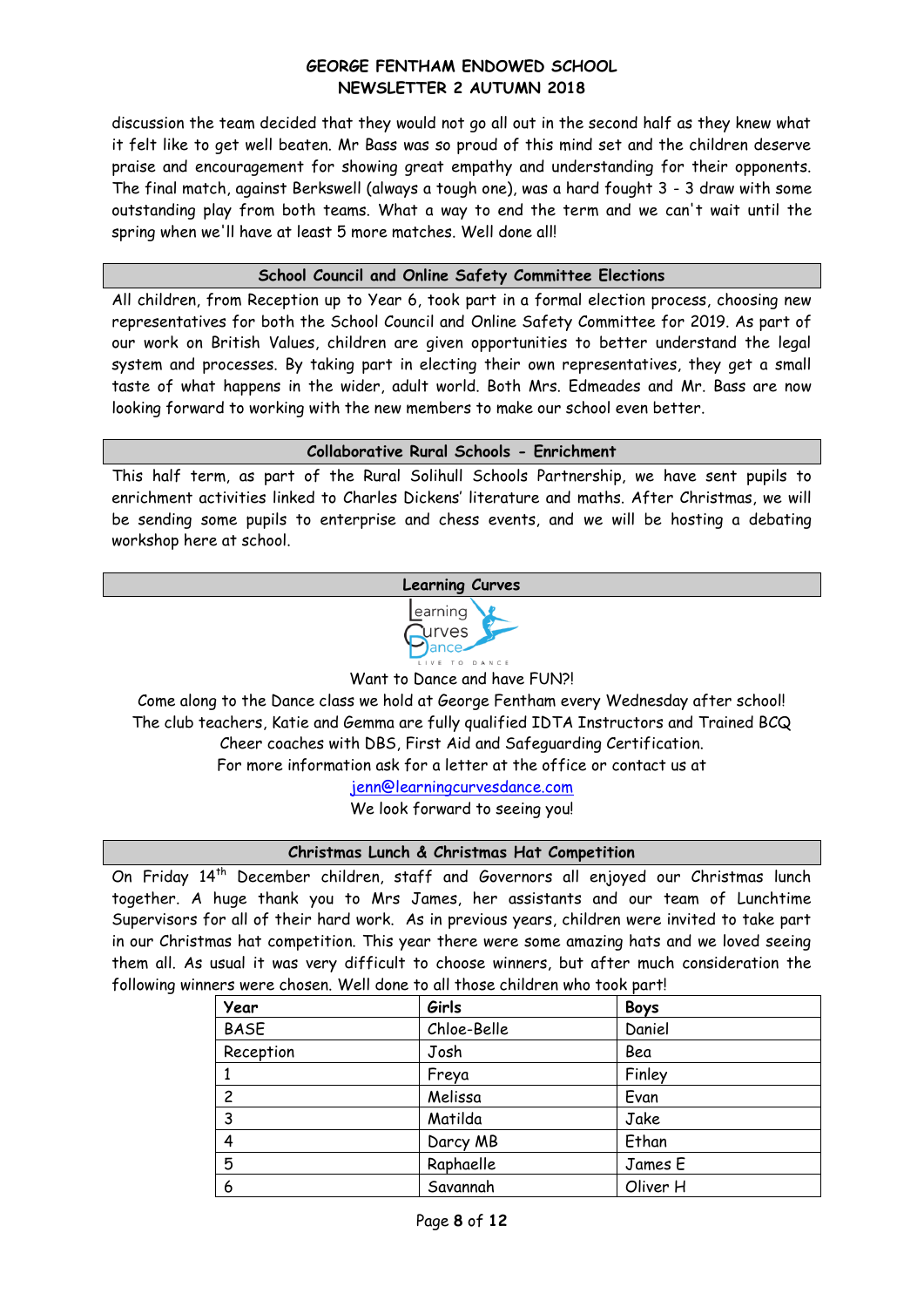discussion the team decided that they would not go all out in the second half as they knew what it felt like to get well beaten. Mr Bass was so proud of this mind set and the children deserve praise and encouragement for showing great empathy and understanding for their opponents. The final match, against Berkswell (always a tough one), was a hard fought 3 - 3 draw with some outstanding play from both teams. What a way to end the term and we can't wait until the spring when we'll have at least 5 more matches. Well done all!

## School Council and Online Safety Committee Elections

All children, from Reception up to Year 6, took part in a formal election process, choosing new representatives for both the School Council and Online Safety Committee for 2019. As part of our work on British Values, children are given opportunities to better understand the legal system and processes. By taking part in electing their own representatives, they get a small taste of what happens in the wider, adult world. Both Mrs. Edmeades and Mr. Bass are now looking forward to working with the new members to make our school even better.

## Collaborative Rural Schools - Enrichment

This half term, as part of the Rural Solihull Schools Partnership, we have sent pupils to enrichment activities linked to Charles Dickens' literature and maths. After Christmas, we will be sending some pupils to enterprise and chess events, and we will be hosting a debating workshop here at school.

## Learning Curves

Learning Curves Dance – LIVE TO DANCE

Want to Dance and have FUN?!

Come along to the Dance class we hold at George Fentham every Wednesday after school!

The club teachers, Katie and Gemma are fully qualified IDTA Instructors and Trained BCQ Cheer coaches with DBS, First Aid and Safeguarding Certification.

For more information ask for a letter at the office or contact us at

jenn@learningcurvesdance.com

We look forward to seeing you!

## Christmas Lunch & Christmas Hat Competition

On Friday 14th December children, staff and Governors all enjoyed our Christmas lunch together. A huge thank you to Mrs James, her assistants and our team of Lunchtime Supervisors for all of their hard work. As in previous years, children were invited to take part in our Christmas hat competition. This year there were some amazing hats and we loved seeing them all. As usual it was very difficult to choose winners, but after much consideration the following winners were chosen. Well done to all those children who took part!

| Year | Girls | Boys |
|---|---|---|
| BASE | Chloe-Belle | Daniel |
| Reception | Josh | Bea |
| 1 | Freya | Finley |
| 2 | Melissa | Evan |
| 3 | Matilda | Jake |
| 4 | Darcy MB | Ethan |
| 5 | Raphaelle | James E |
| 6 | Savannah | Oliver H |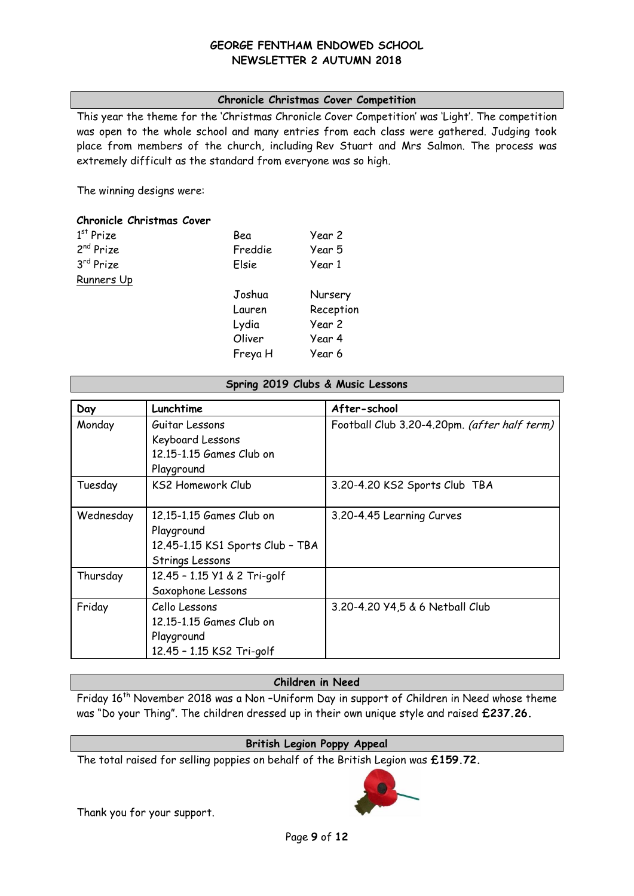# GEORGE FENTHAM ENDOWED SCHOOL
## NEWSLETTER 2 AUTUMN 2018

### Chronicle Christmas Cover Competition

This year the theme for the 'Christmas Chronicle Cover Competition' was 'Light'. The competition was open to the whole school and many entries from each class were gathered. Judging took place from members of the church, including Rev Stuart and Mrs Salmon. The process was extremely difficult as the standard from everyone was so high.

The winning designs were:

**Chronicle Christmas Cover**

| | | |
|---|---|---|
| 1st Prize | Bea | Year 2 |
| 2nd Prize | Freddie | Year 5 |
| 3rd Prize | Elsie | Year 1 |
| Runners Up | | |
| | Joshua | Nursery |
| | Lauren | Reception |
| | Lydia | Year 2 |
| | Oliver | Year 4 |
| | Freya H | Year 6 |

### Spring 2019 Clubs & Music Lessons

| Day | Lunchtime | After-school |
|---|---|---|
| Monday | Guitar Lessons<br>Keyboard Lessons<br>12.15-1.15 Games Club on Playground | Football Club 3.20-4.20pm. *(after half term)* |
| Tuesday | KS2 Homework Club | 3.20-4.20 KS2 Sports Club TBA |
| Wednesday | 12.15-1.15 Games Club on Playground<br>12.45-1.15 KS1 Sports Club - TBA<br>Strings Lessons | 3.20-4.45 Learning Curves |
| Thursday | 12.45 - 1.15 Y1 & 2 Tri-golf<br>Saxophone Lessons | |
| Friday | Cello Lessons<br>12.15-1.15 Games Club on Playground<br>12.45 - 1.15 KS2 Tri-golf | 3.20-4.20 Y4,5 & 6 Netball Club |

### Children in Need

Friday 16th November 2018 was a Non –Uniform Day in support of Children in Need whose theme was "Do your Thing". The children dressed up in their own unique style and raised **£237.26.**

### British Legion Poppy Appeal

The total raised for selling poppies on behalf of the British Legion was **£159.72.**

Thank you for your support.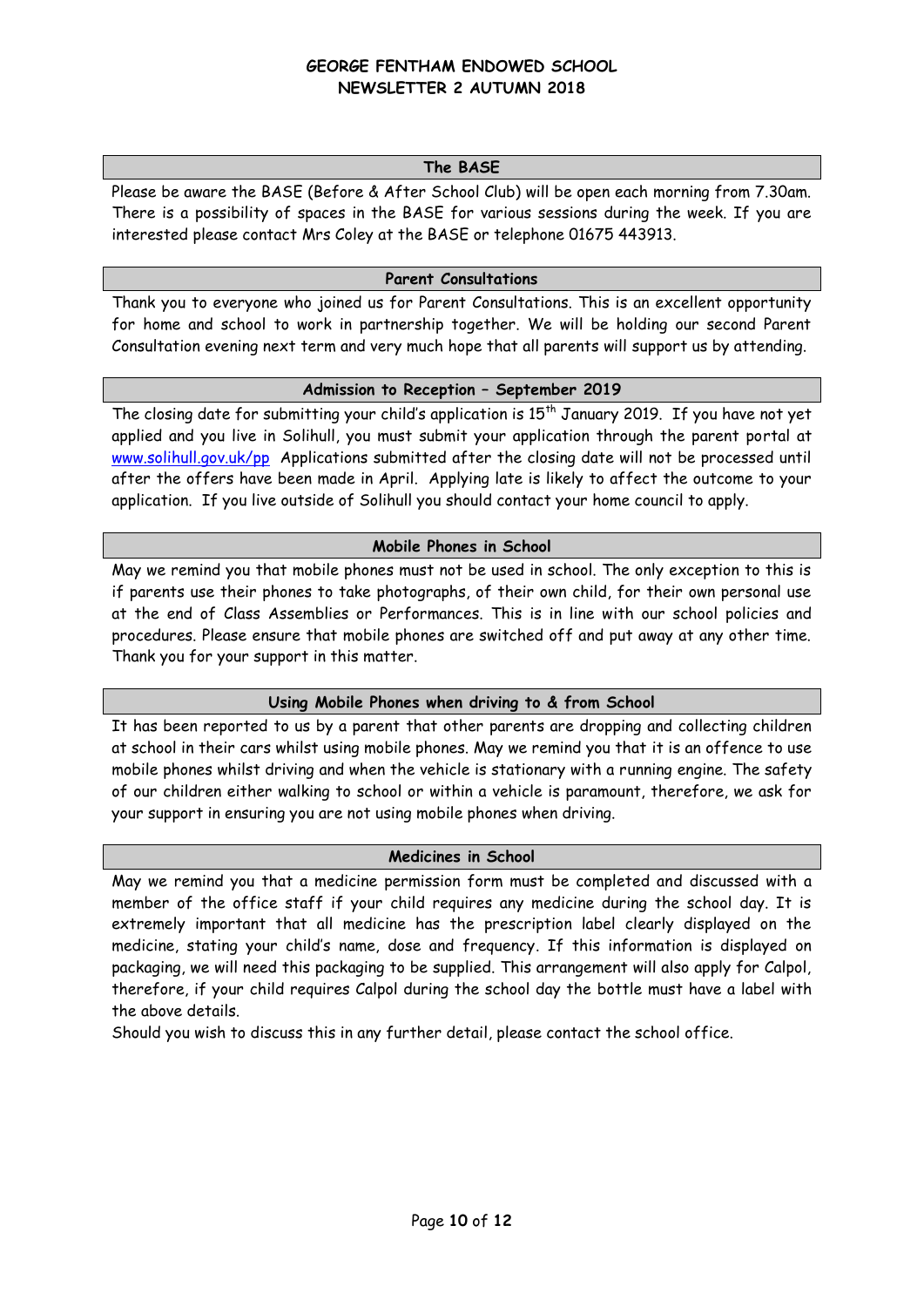# GEORGE FENTHAM ENDOWED SCHOOL
## NEWSLETTER 2 AUTUMN 2018

### The BASE

Please be aware the BASE (Before & After School Club) will be open each morning from 7.30am. There is a possibility of spaces in the BASE for various sessions during the week. If you are interested please contact Mrs Coley at the BASE or telephone 01675 443913.

### Parent Consultations

Thank you to everyone who joined us for Parent Consultations. This is an excellent opportunity for home and school to work in partnership together. We will be holding our second Parent Consultation evening next term and very much hope that all parents will support us by attending.

### Admission to Reception – September 2019

The closing date for submitting your child's application is 15th January 2019. If you have not yet applied and you live in Solihull, you must submit your application through the parent portal at www.solihull.gov.uk/pp Applications submitted after the closing date will not be processed until after the offers have been made in April. Applying late is likely to affect the outcome to your application. If you live outside of Solihull you should contact your home council to apply.

### Mobile Phones in School

May we remind you that mobile phones must not be used in school. The only exception to this is if parents use their phones to take photographs, of their own child, for their own personal use at the end of Class Assemblies or Performances. This is in line with our school policies and procedures. Please ensure that mobile phones are switched off and put away at any other time. Thank you for your support in this matter.

### Using Mobile Phones when driving to & from School

It has been reported to us by a parent that other parents are dropping and collecting children at school in their cars whilst using mobile phones. May we remind you that it is an offence to use mobile phones whilst driving and when the vehicle is stationary with a running engine. The safety of our children either walking to school or within a vehicle is paramount, therefore, we ask for your support in ensuring you are not using mobile phones when driving.

### Medicines in School

May we remind you that a medicine permission form must be completed and discussed with a member of the office staff if your child requires any medicine during the school day. It is extremely important that all medicine has the prescription label clearly displayed on the medicine, stating your child's name, dose and frequency. If this information is displayed on packaging, we will need this packaging to be supplied. This arrangement will also apply for Calpol, therefore, if your child requires Calpol during the school day the bottle must have a label with the above details.

Should you wish to discuss this in any further detail, please contact the school office.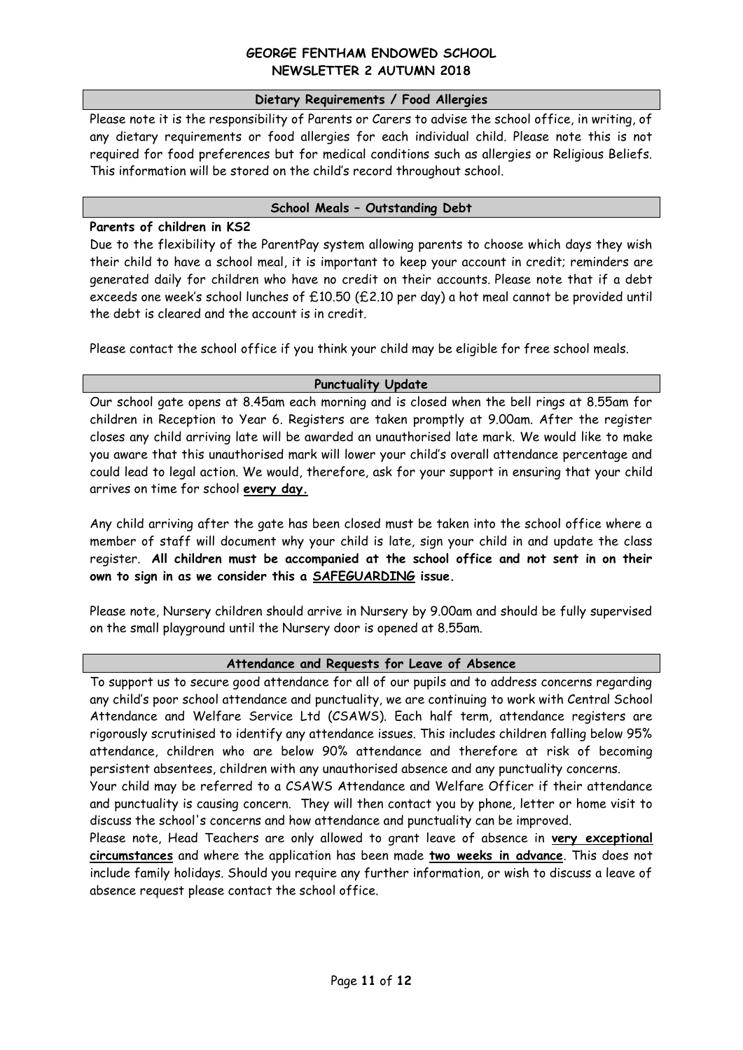# GEORGE FENTHAM ENDOWED SCHOOL
## NEWSLETTER 2 AUTUMN 2018

### Dietary Requirements / Food Allergies

Please note it is the responsibility of Parents or Carers to advise the school office, in writing, of any dietary requirements or food allergies for each individual child. Please note this is not required for food preferences but for medical conditions such as allergies or Religious Beliefs. This information will be stored on the child's record throughout school.

### School Meals – Outstanding Debt

**Parents of children in KS2**

Due to the flexibility of the ParentPay system allowing parents to choose which days they wish their child to have a school meal, it is important to keep your account in credit; reminders are generated daily for children who have no credit on their accounts. Please note that if a debt exceeds one week's school lunches of £10.50 (£2.10 per day) a hot meal cannot be provided until the debt is cleared and the account is in credit.

Please contact the school office if you think your child may be eligible for free school meals.

### Punctuality Update

Our school gate opens at 8.45am each morning and is closed when the bell rings at 8.55am for children in Reception to Year 6. Registers are taken promptly at 9.00am. After the register closes any child arriving late will be awarded an unauthorised late mark. We would like to make you aware that this unauthorised mark will lower your child's overall attendance percentage and could lead to legal action. We would, therefore, ask for your support in ensuring that your child arrives on time for school **every day.**

Any child arriving after the gate has been closed must be taken into the school office where a member of staff will document why your child is late, sign your child in and update the class register. **All children must be accompanied at the school office and not sent in on their own to sign in as we consider this a SAFEGUARDING issue.**

Please note, Nursery children should arrive in Nursery by 9.00am and should be fully supervised on the small playground until the Nursery door is opened at 8.55am.

### Attendance and Requests for Leave of Absence

To support us to secure good attendance for all of our pupils and to address concerns regarding any child's poor school attendance and punctuality, we are continuing to work with Central School Attendance and Welfare Service Ltd (CSAWS). Each half term, attendance registers are rigorously scrutinised to identify any attendance issues. This includes children falling below 95% attendance, children who are below 90% attendance and therefore at risk of becoming persistent absentees, children with any unauthorised absence and any punctuality concerns.

Your child may be referred to a CSAWS Attendance and Welfare Officer if their attendance and punctuality is causing concern. They will then contact you by phone, letter or home visit to discuss the school's concerns and how attendance and punctuality can be improved.

Please note, Head Teachers are only allowed to grant leave of absence in **very exceptional circumstances** and where the application has been made **two weeks in advance**. This does not include family holidays. Should you require any further information, or wish to discuss a leave of absence request please contact the school office.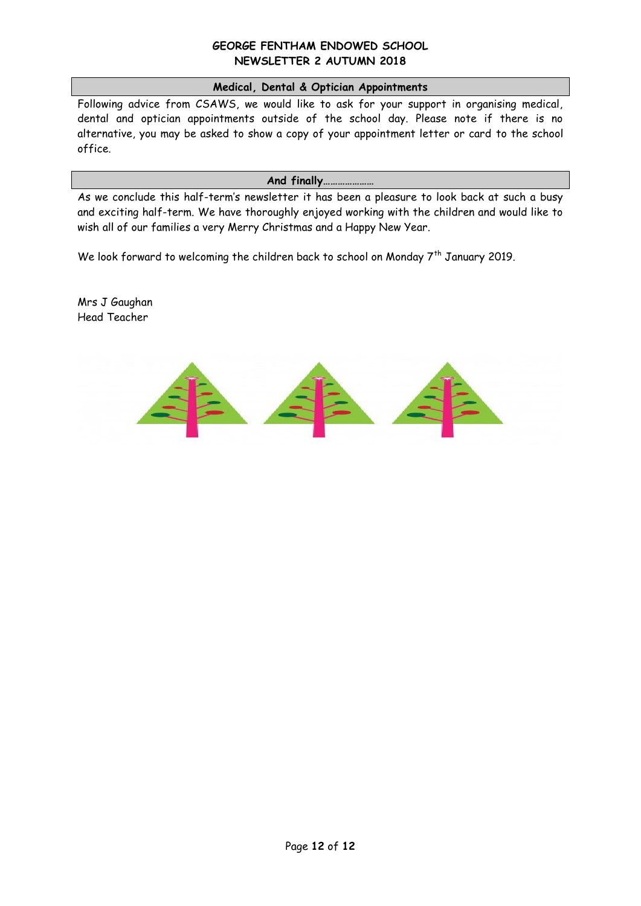## Medical, Dental & Optician Appointments

Following advice from CSAWS, we would like to ask for your support in organising medical, dental and optician appointments outside of the school day. Please note if there is no alternative, you may be asked to show a copy of your appointment letter or card to the school office.

## And finally…………………

As we conclude this half-term's newsletter it has been a pleasure to look back at such a busy and exciting half-term. We have thoroughly enjoyed working with the children and would like to wish all of our families a very Merry Christmas and a Happy New Year.

We look forward to welcoming the children back to school on Monday 7th January 2019.

Mrs J Gaughan
Head Teacher